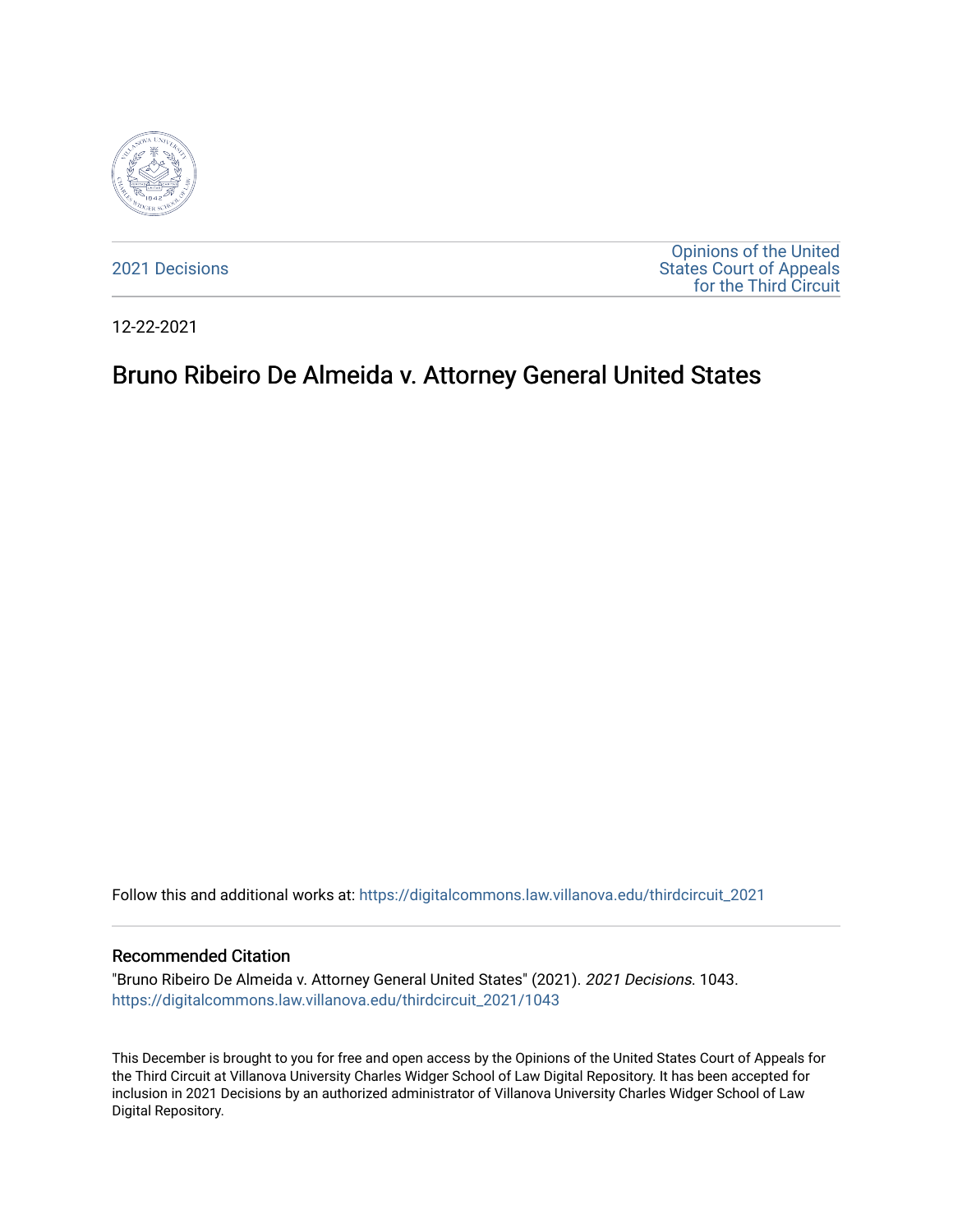2021 Decisions

Opinions of the United States Court of Appeals for the Third Circuit

12-22-2021

# Bruno Ribeiro De Almeida v. Attorney General United States

Follow this and additional works at: https://digitalcommons.law.villanova.edu/thirdcircuit_2021

## Recommended Citation

"Bruno Ribeiro De Almeida v. Attorney General United States" (2021). *2021 Decisions*. 1043.
https://digitalcommons.law.villanova.edu/thirdcircuit_2021/1043

This December is brought to you for free and open access by the Opinions of the United States Court of Appeals for the Third Circuit at Villanova University Charles Widger School of Law Digital Repository. It has been accepted for inclusion in 2021 Decisions by an authorized administrator of Villanova University Charles Widger School of Law Digital Repository.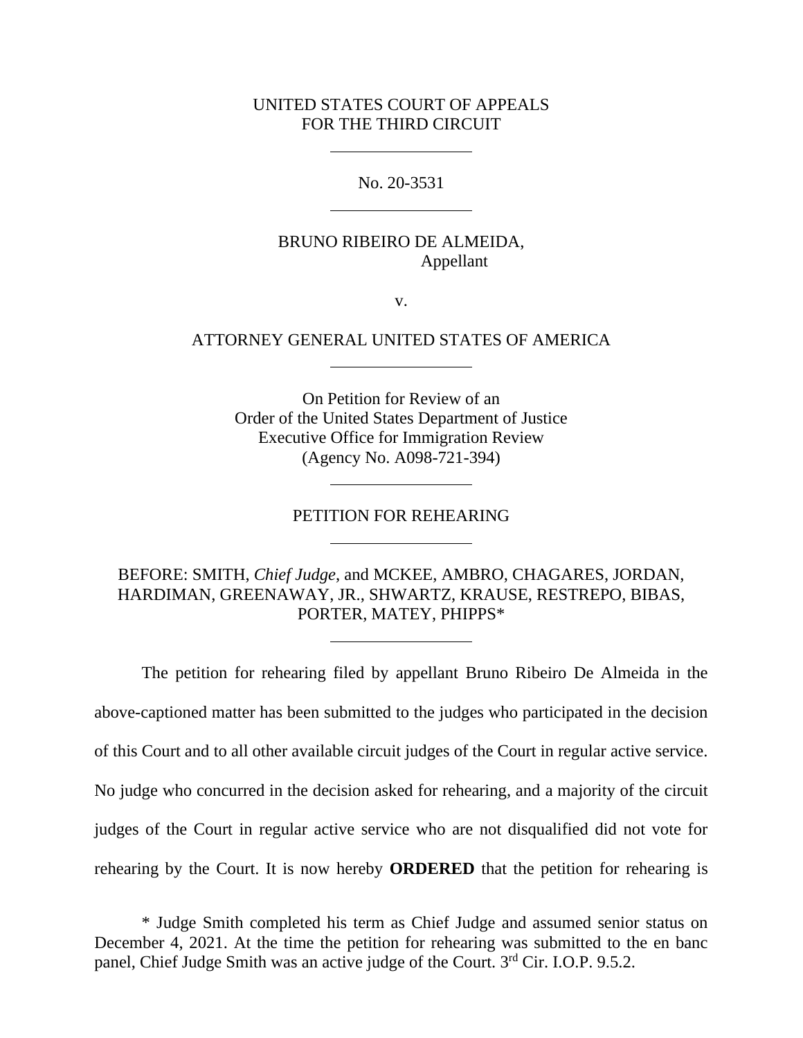UNITED STATES COURT OF APPEALS
FOR THE THIRD CIRCUIT

---

No. 20-3531

---

BRUNO RIBEIRO DE ALMEIDA,
Appellant

v.

ATTORNEY GENERAL UNITED STATES OF AMERICA

---

On Petition for Review of an
Order of the United States Department of Justice
Executive Office for Immigration Review
(Agency No. A098-721-394)

---

PETITION FOR REHEARING

---

BEFORE: SMITH, *Chief Judge*, and MCKEE, AMBRO, CHAGARES, JORDAN, HARDIMAN, GREENAWAY, JR., SHWARTZ, KRAUSE, RESTREPO, BIBAS, PORTER, MATEY, PHIPPS*

---

The petition for rehearing filed by appellant Bruno Ribeiro De Almeida in the above-captioned matter has been submitted to the judges who participated in the decision of this Court and to all other available circuit judges of the Court in regular active service. No judge who concurred in the decision asked for rehearing, and a majority of the circuit judges of the Court in regular active service who are not disqualified did not vote for rehearing by the Court. It is now hereby **ORDERED** that the petition for rehearing is

\* Judge Smith completed his term as Chief Judge and assumed senior status on December 4, 2021. At the time the petition for rehearing was submitted to the en banc panel, Chief Judge Smith was an active judge of the Court. 3rd Cir. I.O.P. 9.5.2.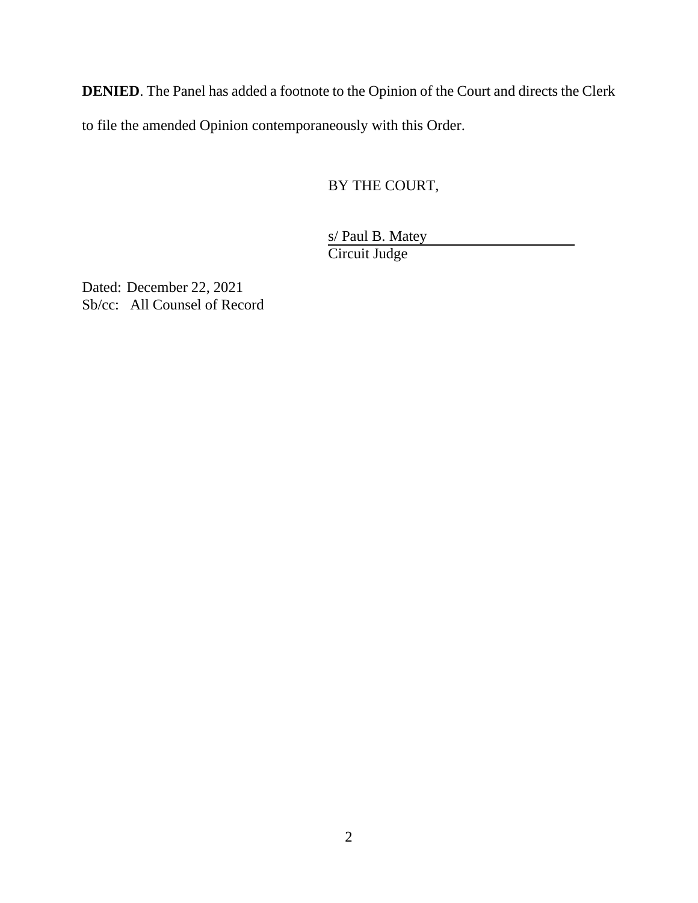**DENIED**. The Panel has added a footnote to the Opinion of the Court and directs the Clerk to file the amended Opinion contemporaneously with this Order.

BY THE COURT,

s/ Paul B. Matey
Circuit Judge

Dated: December 22, 2021
Sb/cc: All Counsel of Record